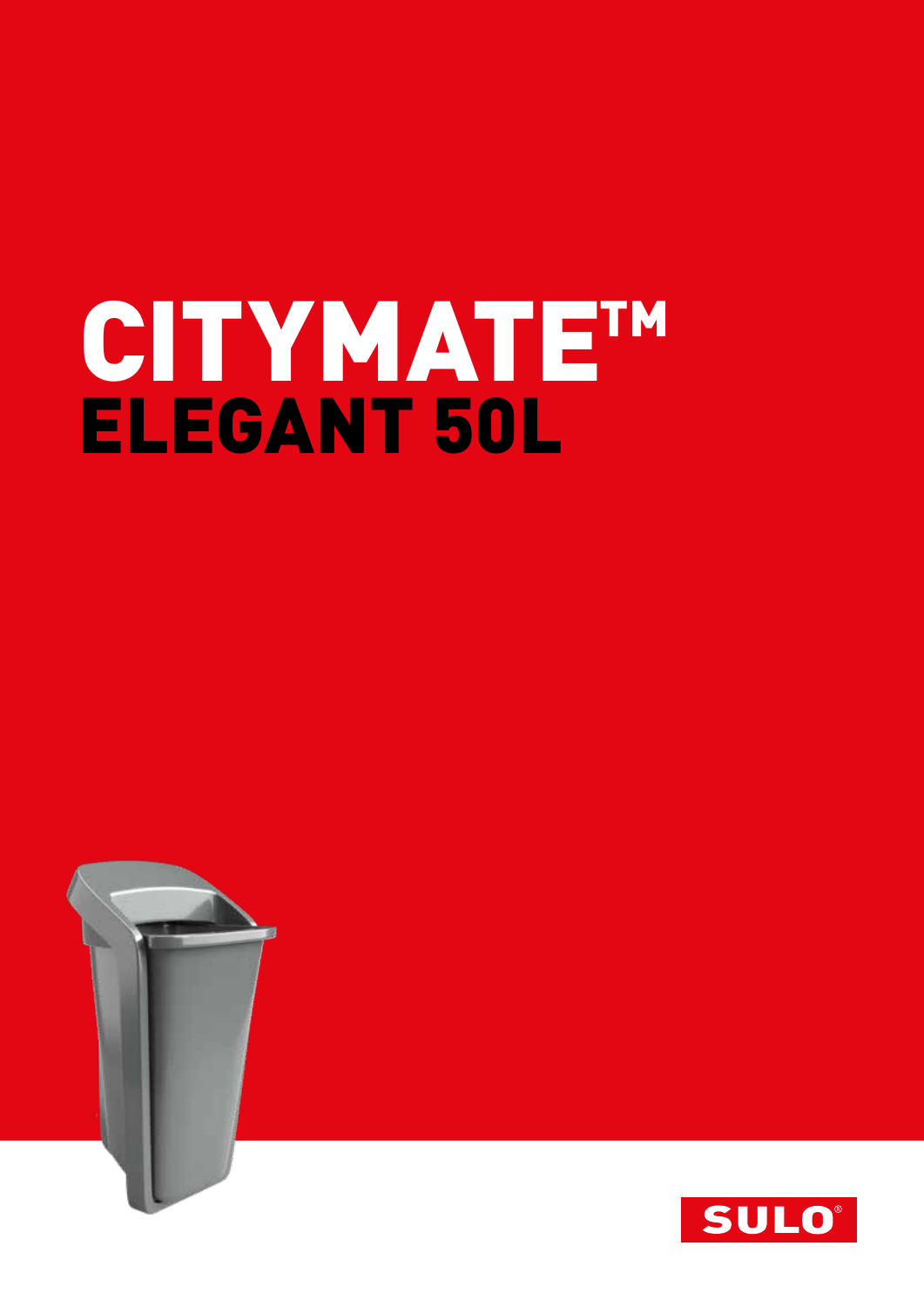# CITYMATE™
## ELEGANT 50L

SULO®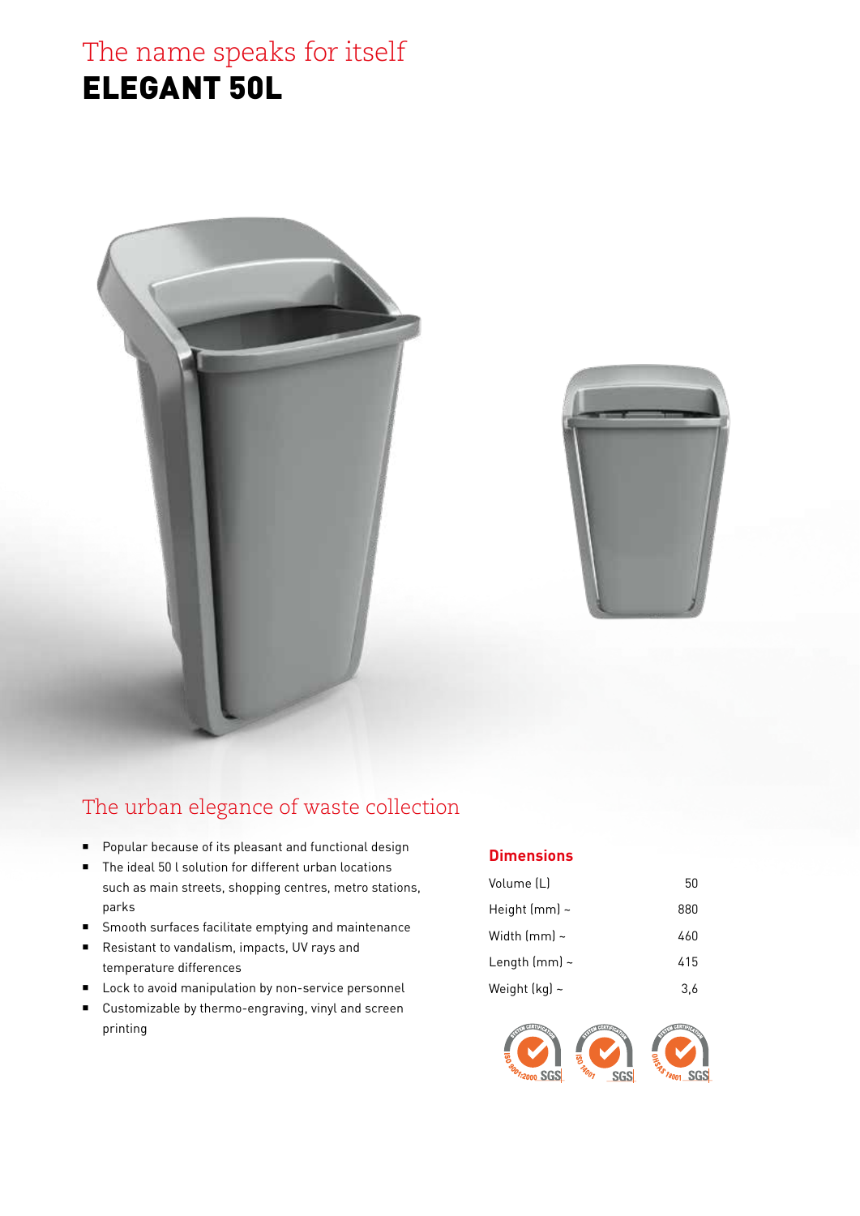The name speaks for itself

# ELEGANT 50L

## The urban elegance of waste collection

- Popular because of its pleasant and functional design
- The ideal 50 l solution for different urban locations such as main streets, shopping centres, metro stations, parks
- Smooth surfaces facilitate emptying and maintenance
- Resistant to vandalism, impacts, UV rays and temperature differences
- Lock to avoid manipulation by non-service personnel
- Customizable by thermo-engraving, vinyl and screen printing

### Dimensions

| | |
|---|---|
| Volume (L) | 50 |
| Height (mm) ~ | 880 |
| Width (mm) ~ | 460 |
| Length (mm) ~ | 415 |
| Weight (kg) ~ | 3,6 |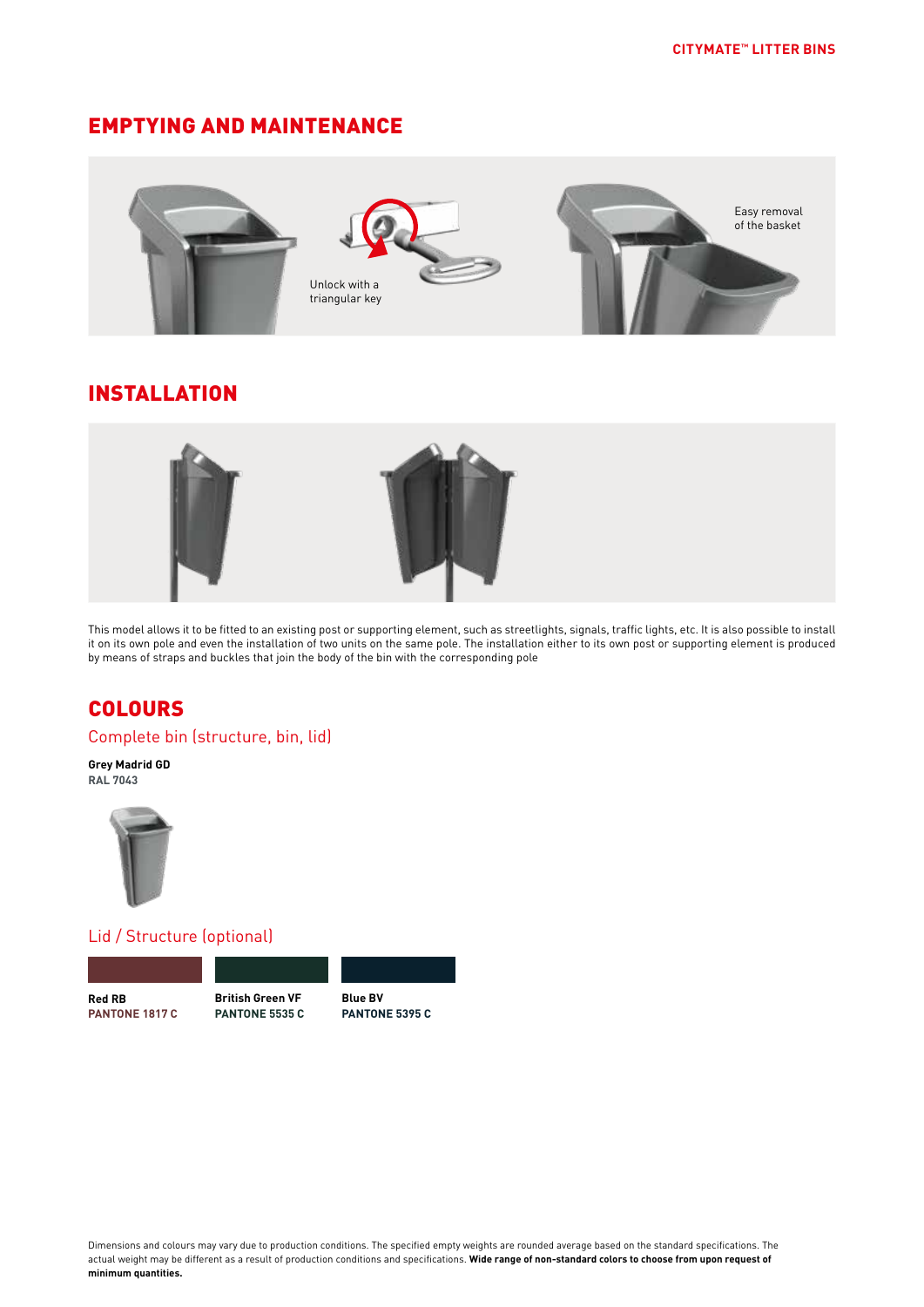## EMPTYING AND MAINTENANCE

Unlock with a triangular key

Easy removal of the basket

## INSTALLATION

This model allows it to be fitted to an existing post or supporting element, such as streetlights, signals, traffic lights, etc. It is also possible to install it on its own pole and even the installation of two units on the same pole. The installation either to its own post or supporting element is produced by means of straps and buckles that join the body of the bin with the corresponding pole

## COLOURS

### Complete bin (structure, bin, lid)

**Grey Madrid GD**
**RAL 7043**

### Lid / Structure (optional)

| Red RB | British Green VF | Blue BV |
|---|---|---|
| PANTONE 1817 C | PANTONE 5535 C | PANTONE 5395 C |

Dimensions and colours may vary due to production conditions. The specified empty weights are rounded average based on the standard specifications. The actual weight may be different as a result of production conditions and specifications. **Wide range of non-standard colors to choose from upon request of minimum quantities.**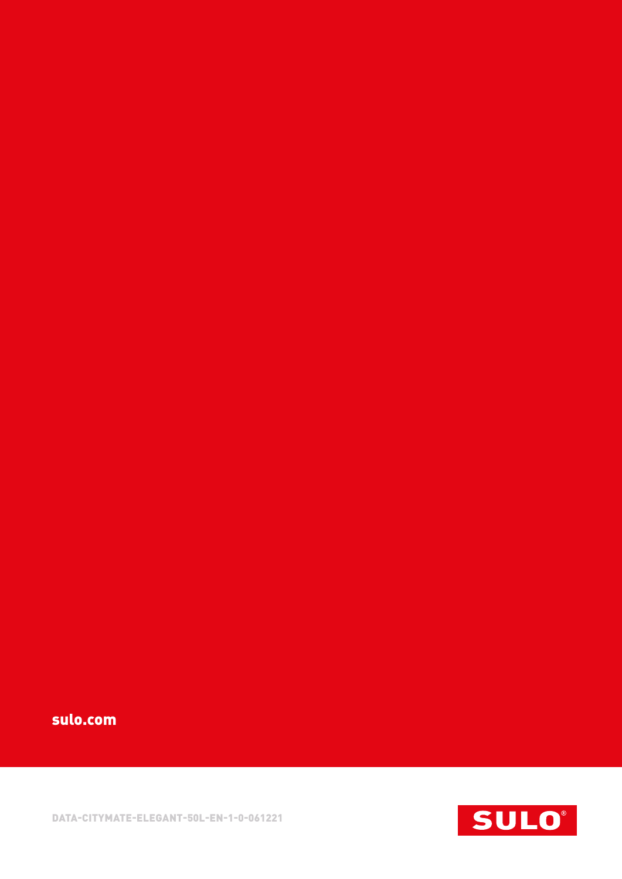sulo.com

DATA-CITYMATE-ELEGANT-50L-EN-1-0-061221

SULO®